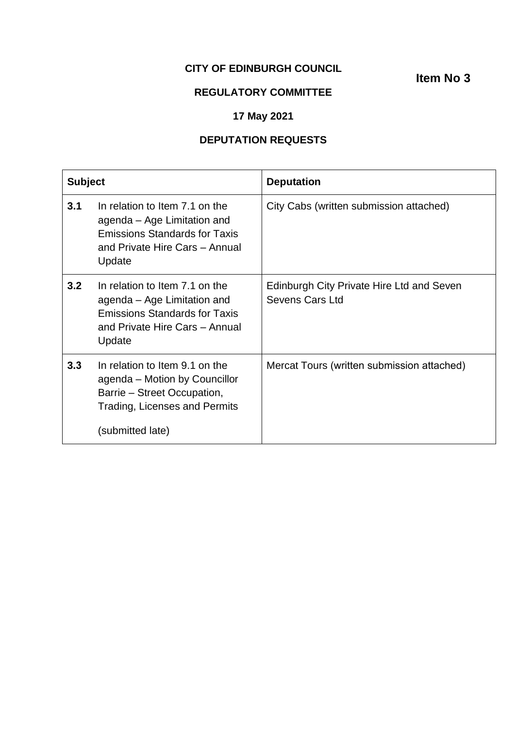**CITY OF EDINBURGH COUNCIL**

**Item No 3**

**REGULATORY COMMITTEE**

**17 May 2021**

**DEPUTATION REQUESTS**

| **Subject** | **Deputation** |
|---|---|
| **3.1** In relation to Item 7.1 on the agenda – Age Limitation and Emissions Standards for Taxis and Private Hire Cars – Annual Update | City Cabs (written submission attached) |
| **3.2** In relation to Item 7.1 on the agenda – Age Limitation and Emissions Standards for Taxis and Private Hire Cars – Annual Update | Edinburgh City Private Hire Ltd and Seven Sevens Cars Ltd |
| **3.3** In relation to Item 9.1 on the agenda – Motion by Councillor Barrie – Street Occupation, Trading, Licenses and Permits<br><br>(submitted late) | Mercat Tours (written submission attached) |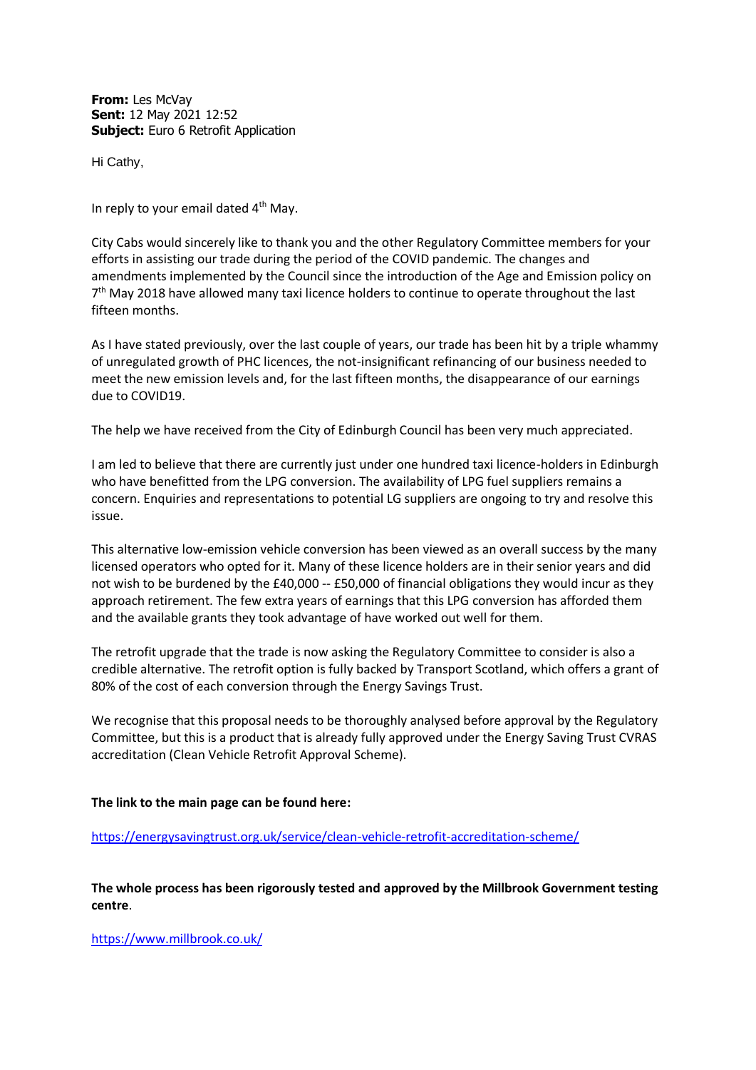**From:** Les McVay
**Sent:** 12 May 2021 12:52
**Subject:** Euro 6 Retrofit Application

Hi Cathy,

In reply to your email dated 4th May.

City Cabs would sincerely like to thank you and the other Regulatory Committee members for your efforts in assisting our trade during the period of the COVID pandemic. The changes and amendments implemented by the Council since the introduction of the Age and Emission policy on 7th May 2018 have allowed many taxi licence holders to continue to operate throughout the last fifteen months.

As I have stated previously, over the last couple of years, our trade has been hit by a triple whammy of unregulated growth of PHC licences, the not-insignificant refinancing of our business needed to meet the new emission levels and, for the last fifteen months, the disappearance of our earnings due to COVID19.

The help we have received from the City of Edinburgh Council has been very much appreciated.

I am led to believe that there are currently just under one hundred taxi licence-holders in Edinburgh who have benefitted from the LPG conversion. The availability of LPG fuel suppliers remains a concern. Enquiries and representations to potential LG suppliers are ongoing to try and resolve this issue.

This alternative low-emission vehicle conversion has been viewed as an overall success by the many licensed operators who opted for it. Many of these licence holders are in their senior years and did not wish to be burdened by the £40,000 -- £50,000 of financial obligations they would incur as they approach retirement. The few extra years of earnings that this LPG conversion has afforded them and the available grants they took advantage of have worked out well for them.

The retrofit upgrade that the trade is now asking the Regulatory Committee to consider is also a credible alternative. The retrofit option is fully backed by Transport Scotland, which offers a grant of 80% of the cost of each conversion through the Energy Savings Trust.

We recognise that this proposal needs to be thoroughly analysed before approval by the Regulatory Committee, but this is a product that is already fully approved under the Energy Saving Trust CVRAS accreditation (Clean Vehicle Retrofit Approval Scheme).

**The link to the main page can be found here:**

https://energysavingtrust.org.uk/service/clean-vehicle-retrofit-accreditation-scheme/

**The whole process has been rigorously tested and approved by the Millbrook Government testing centre**.

https://www.millbrook.co.uk/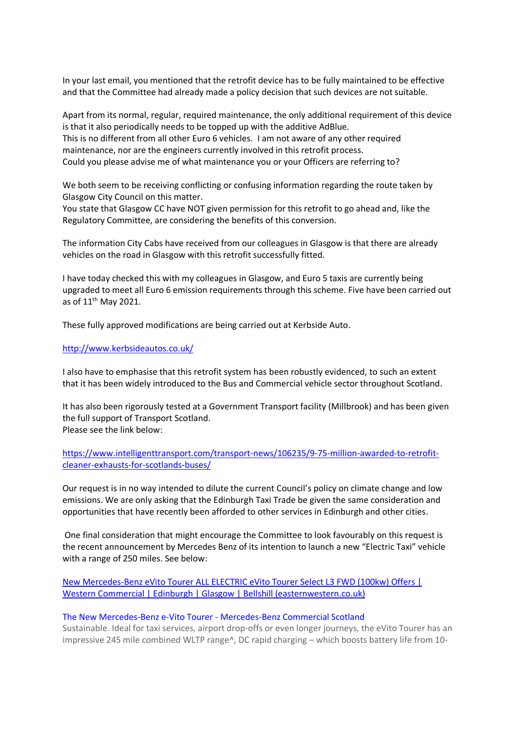In your last email, you mentioned that the retrofit device has to be fully maintained to be effective and that the Committee had already made a policy decision that such devices are not suitable.

Apart from its normal, regular, required maintenance, the only additional requirement of this device is that it also periodically needs to be topped up with the additive AdBlue.
This is no different from all other Euro 6 vehicles. I am not aware of any other required maintenance, nor are the engineers currently involved in this retrofit process.
Could you please advise me of what maintenance you or your Officers are referring to?

We both seem to be receiving conflicting or confusing information regarding the route taken by Glasgow City Council on this matter.
You state that Glasgow CC have NOT given permission for this retrofit to go ahead and, like the Regulatory Committee, are considering the benefits of this conversion.

The information City Cabs have received from our colleagues in Glasgow is that there are already vehicles on the road in Glasgow with this retrofit successfully fitted.

I have today checked this with my colleagues in Glasgow, and Euro 5 taxis are currently being upgraded to meet all Euro 6 emission requirements through this scheme. Five have been carried out as of 11th May 2021.

These fully approved modifications are being carried out at Kerbside Auto.

[http://www.kerbsideautos.co.uk/](http://www.kerbsideautos.co.uk/)

I also have to emphasise that this retrofit system has been robustly evidenced, to such an extent that it has been widely introduced to the Bus and Commercial vehicle sector throughout Scotland.

It has also been rigorously tested at a Government Transport facility (Millbrook) and has been given the full support of Transport Scotland.
Please see the link below:

[https://www.intelligenttransport.com/transport-news/106235/9-75-million-awarded-to-retrofit-cleaner-exhausts-for-scotlands-buses/](https://www.intelligenttransport.com/transport-news/106235/9-75-million-awarded-to-retrofit-cleaner-exhausts-for-scotlands-buses/)

Our request is in no way intended to dilute the current Council's policy on climate change and low emissions. We are only asking that the Edinburgh Taxi Trade be given the same consideration and opportunities that have recently been afforded to other services in Edinburgh and other cities.

One final consideration that might encourage the Committee to look favourably on this request is the recent announcement by Mercedes Benz of its intention to launch a new "Electric Taxi" vehicle with a range of 250 miles. See below:

New Mercedes-Benz eVito Tourer ALL ELECTRIC eVito Tourer Select L3 FWD (100kw) Offers | Western Commercial | Edinburgh | Glasgow | Bellshill (easternwestern.co.uk)

The New Mercedes-Benz e-Vito Tourer - Mercedes-Benz Commercial Scotland
Sustainable. Ideal for taxi services, airport drop-offs or even longer journeys, the eVito Tourer has an impressive 245 mile combined WLTP range^, DC rapid charging – which boosts battery life from 10-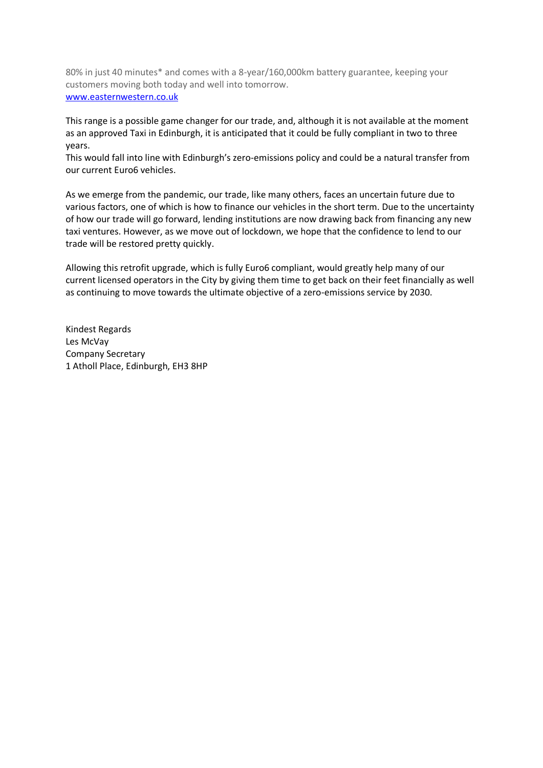80% in just 40 minutes* and comes with a 8-year/160,000km battery guarantee, keeping your customers moving both today and well into tomorrow.
[www.easternwestern.co.uk](http://www.easternwestern.co.uk)

This range is a possible game changer for our trade, and, although it is not available at the moment as an approved Taxi in Edinburgh, it is anticipated that it could be fully compliant in two to three years.
This would fall into line with Edinburgh's zero-emissions policy and could be a natural transfer from our current Euro6 vehicles.

As we emerge from the pandemic, our trade, like many others, faces an uncertain future due to various factors, one of which is how to finance our vehicles in the short term. Due to the uncertainty of how our trade will go forward, lending institutions are now drawing back from financing any new taxi ventures. However, as we move out of lockdown, we hope that the confidence to lend to our trade will be restored pretty quickly.

Allowing this retrofit upgrade, which is fully Euro6 compliant, would greatly help many of our current licensed operators in the City by giving them time to get back on their feet financially as well as continuing to move towards the ultimate objective of a zero-emissions service by 2030.

Kindest Regards
Les McVay
Company Secretary
1 Atholl Place, Edinburgh, EH3 8HP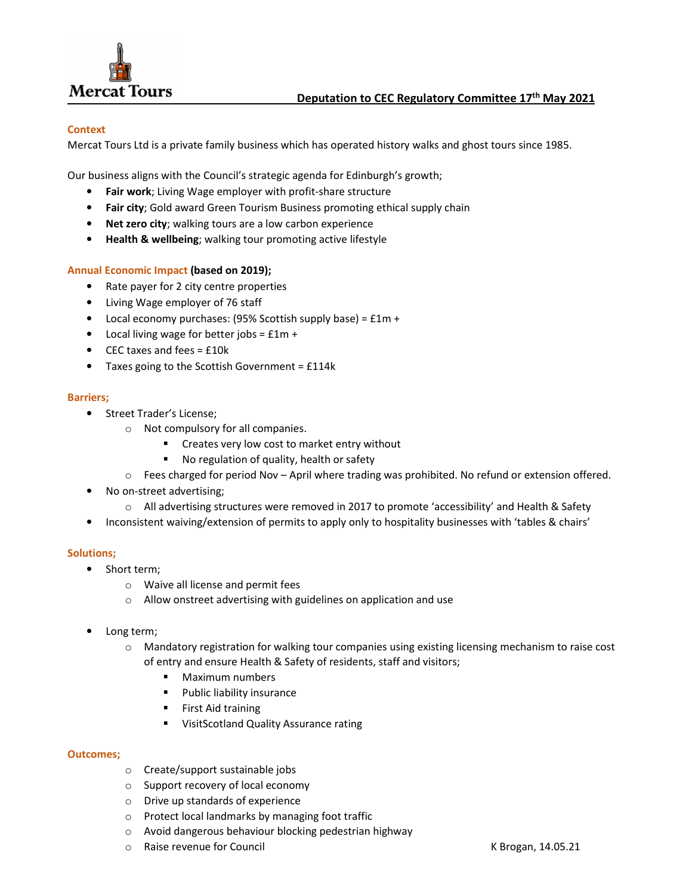Mercat Tours

**Deputation to CEC Regulatory Committee 17th May 2021**

**Context**

Mercat Tours Ltd is a private family business which has operated history walks and ghost tours since 1985.

Our business aligns with the Council's strategic agenda for Edinburgh's growth;

- **Fair work**; Living Wage employer with profit-share structure
- **Fair city**; Gold award Green Tourism Business promoting ethical supply chain
- **Net zero city**; walking tours are a low carbon experience
- **Health & wellbeing**; walking tour promoting active lifestyle

**Annual Economic Impact (based on 2019);**

- Rate payer for 2 city centre properties
- Living Wage employer of 76 staff
- Local economy purchases: (95% Scottish supply base) = £1m +
- Local living wage for better jobs = £1m +
- CEC taxes and fees = £10k
- Taxes going to the Scottish Government = £114k

**Barriers;**

- Street Trader's License;
  - Not compulsory for all companies.
    - Creates very low cost to market entry without
    - No regulation of quality, health or safety
  - Fees charged for period Nov – April where trading was prohibited. No refund or extension offered.
- No on-street advertising;
  - All advertising structures were removed in 2017 to promote 'accessibility' and Health & Safety
- Inconsistent waiving/extension of permits to apply only to hospitality businesses with 'tables & chairs'

**Solutions;**

- Short term;
  - Waive all license and permit fees
  - Allow onstreet advertising with guidelines on application and use
- Long term;
  - Mandatory registration for walking tour companies using existing licensing mechanism to raise cost of entry and ensure Health & Safety of residents, staff and visitors;
    - Maximum numbers
    - Public liability insurance
    - First Aid training
    - VisitScotland Quality Assurance rating

**Outcomes;**

- Create/support sustainable jobs
- Support recovery of local economy
- Drive up standards of experience
- Protect local landmarks by managing foot traffic
- Avoid dangerous behaviour blocking pedestrian highway
- Raise revenue for Council

K Brogan, 14.05.21